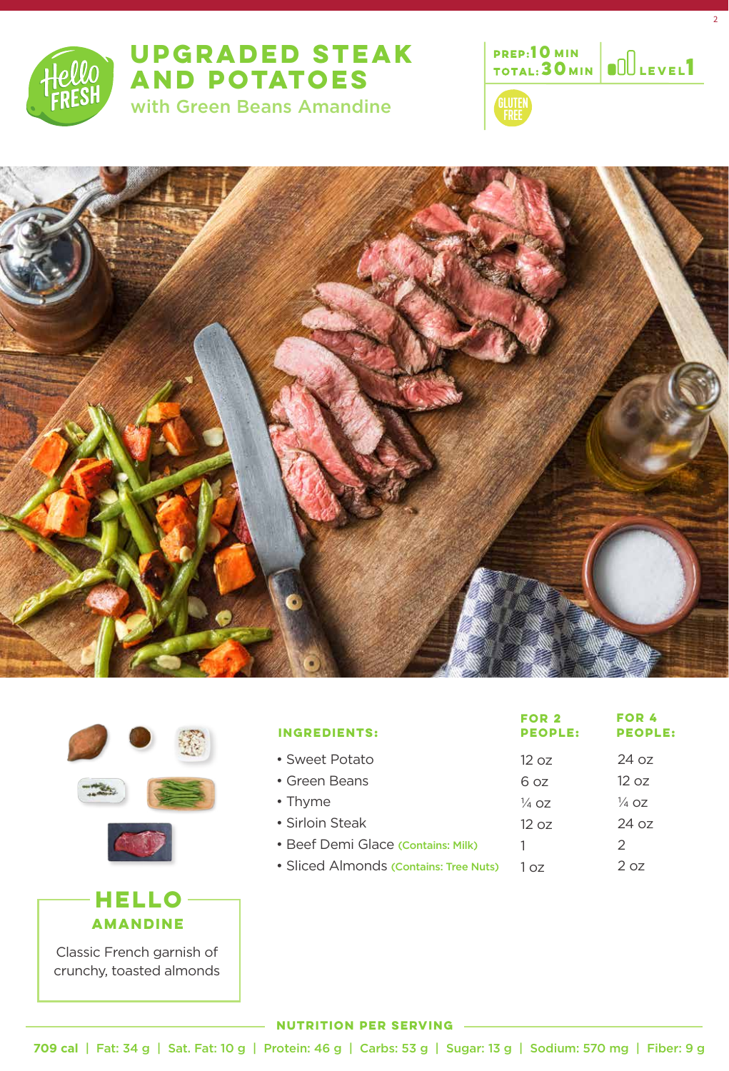# UPGRADED STEAK AND POTATOES

## with Green Beans Amandine

PREP: 10 MIN
TOTAL: 30 MIN
LEVEL 1

GLUTEN FREE

| INGREDIENTS: | FOR 2 PEOPLE: | FOR 4 PEOPLE: |
|---|---|---|
| • Sweet Potato | 12 oz | 24 oz |
| • Green Beans | 6 oz | 12 oz |
| • Thyme | ¼ oz | ¼ oz |
| • Sirloin Steak | 12 oz | 24 oz |
| • Beef Demi Glace (Contains: Milk) | 1 | 2 |
| • Sliced Almonds (Contains: Tree Nuts) | 1 oz | 2 oz |

### HELLO AMANDINE

Classic French garnish of crunchy, toasted almonds

### NUTRITION PER SERVING

709 cal | Fat: 34 g | Sat. Fat: 10 g | Protein: 46 g | Carbs: 53 g | Sugar: 13 g | Sodium: 570 mg | Fiber: 9 g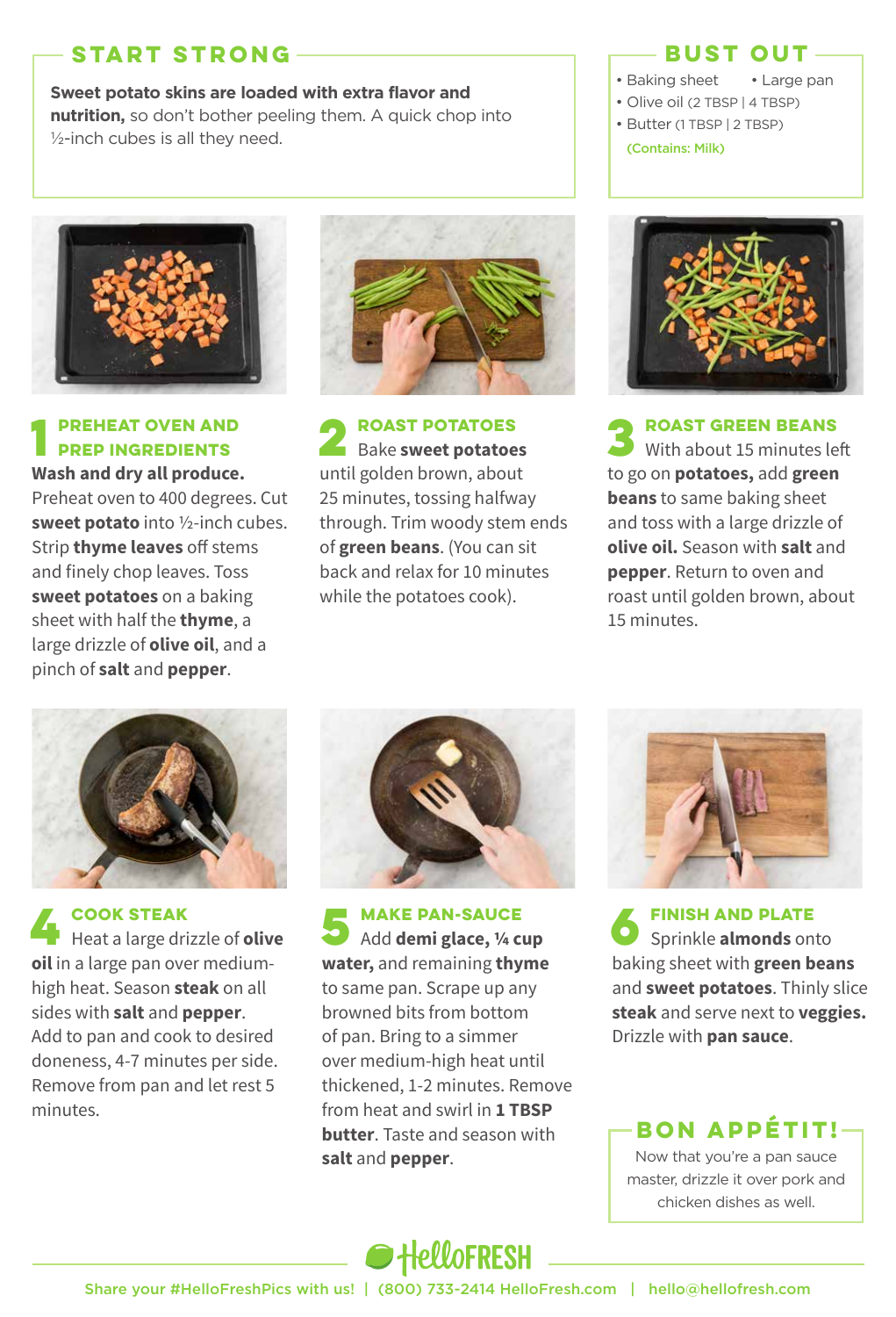## START STRONG

**Sweet potato skins are loaded with extra flavor and nutrition,** so don't bother peeling them. A quick chop into ½-inch cubes is all they need.

## BUST OUT

- Baking sheet
- Large pan
- Olive oil (2 TBSP | 4 TBSP)
- Butter (1 TBSP | 2 TBSP)
  (Contains: Milk)

### 1 PREHEAT OVEN AND PREP INGREDIENTS

**Wash and dry all produce.** Preheat oven to 400 degrees. Cut **sweet potato** into ½-inch cubes. Strip **thyme leaves** off stems and finely chop leaves. Toss **sweet potatoes** on a baking sheet with half the **thyme**, a large drizzle of **olive oil**, and a pinch of **salt** and **pepper**.

### 2 ROAST POTATOES

Bake **sweet potatoes** until golden brown, about 25 minutes, tossing halfway through. Trim woody stem ends of **green beans**. (You can sit back and relax for 10 minutes while the potatoes cook).

### 3 ROAST GREEN BEANS

With about 15 minutes left to go on **potatoes,** add **green beans** to same baking sheet and toss with a large drizzle of **olive oil.** Season with **salt** and **pepper**. Return to oven and roast until golden brown, about 15 minutes.

### 4 COOK STEAK

Heat a large drizzle of **olive oil** in a large pan over medium-high heat. Season **steak** on all sides with **salt** and **pepper**. Add to pan and cook to desired doneness, 4-7 minutes per side. Remove from pan and let rest 5 minutes.

### 5 MAKE PAN-SAUCE

Add **demi glace, ¼ cup water,** and remaining **thyme** to same pan. Scrape up any browned bits from bottom of pan. Bring to a simmer over medium-high heat until thickened, 1-2 minutes. Remove from heat and swirl in **1 TBSP butter**. Taste and season with **salt** and **pepper**.

### 6 FINISH AND PLATE

Sprinkle **almonds** onto baking sheet with **green beans** and **sweet potatoes**. Thinly slice **steak** and serve next to **veggies.** Drizzle with **pan sauce**.

## BON APPÉTIT!

Now that you're a pan sauce master, drizzle it over pork and chicken dishes as well.

HelloFRESH

Share your #HelloFreshPics with us! | (800) 733-2414 HelloFresh.com | hello@hellofresh.com